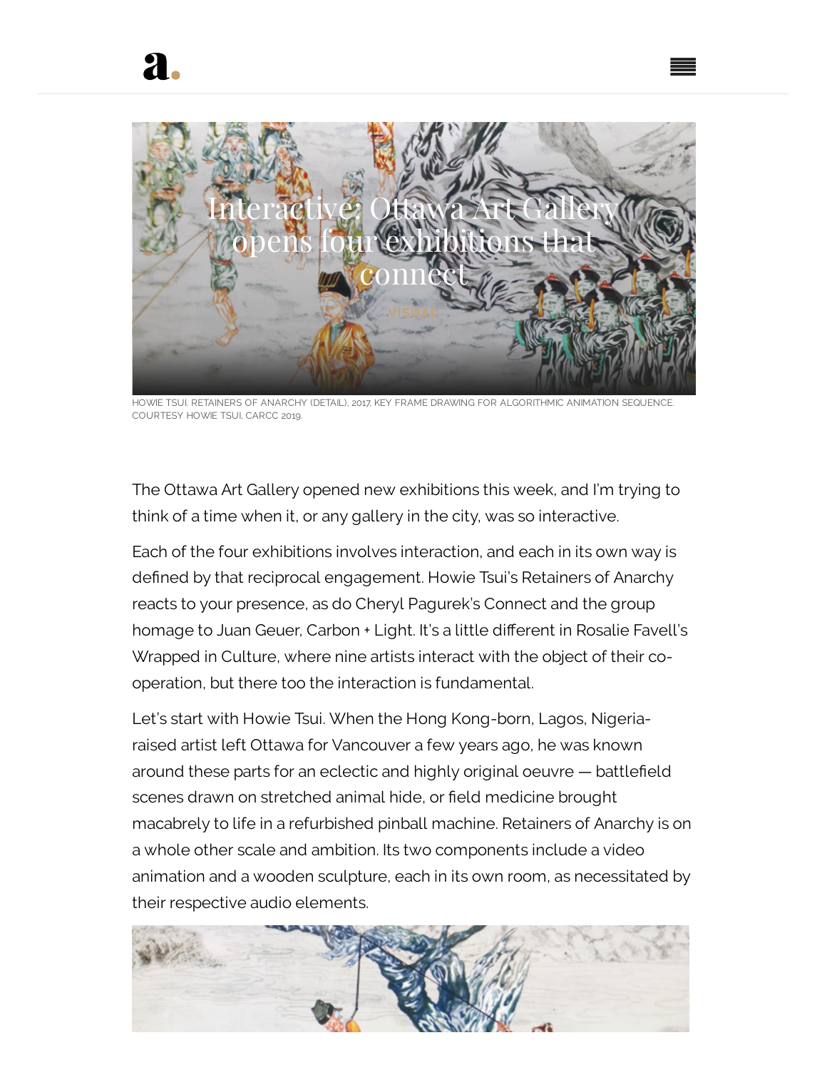# Interactive: Ottawa Art Gallery opens four exhibitions that connect

VISUAL

HOWIE TSUI. RETAINERS OF ANARCHY (DETAIL), 2017, KEY FRAME DRAWING FOR ALGORITHMIC ANIMATION SEQUENCE. COURTESY HOWIE TSUI, CARCC 2019.

The Ottawa Art Gallery opened new exhibitions this week, and I'm trying to think of a time when it, or any gallery in the city, was so interactive.

Each of the four exhibitions involves interaction, and each in its own way is defined by that reciprocal engagement. Howie Tsui's Retainers of Anarchy reacts to your presence, as do Cheryl Pagurek's Connect and the group homage to Juan Geuer, Carbon + Light. It's a little different in Rosalie Favell's Wrapped in Culture, where nine artists interact with the object of their co-operation, but there too the interaction is fundamental.

Let's start with Howie Tsui. When the Hong Kong-born, Lagos, Nigeria-raised artist left Ottawa for Vancouver a few years ago, he was known around these parts for an eclectic and highly original oeuvre — battlefield scenes drawn on stretched animal hide, or field medicine brought macabrely to life in a refurbished pinball machine. Retainers of Anarchy is on a whole other scale and ambition. Its two components include a video animation and a wooden sculpture, each in its own room, as necessitated by their respective audio elements.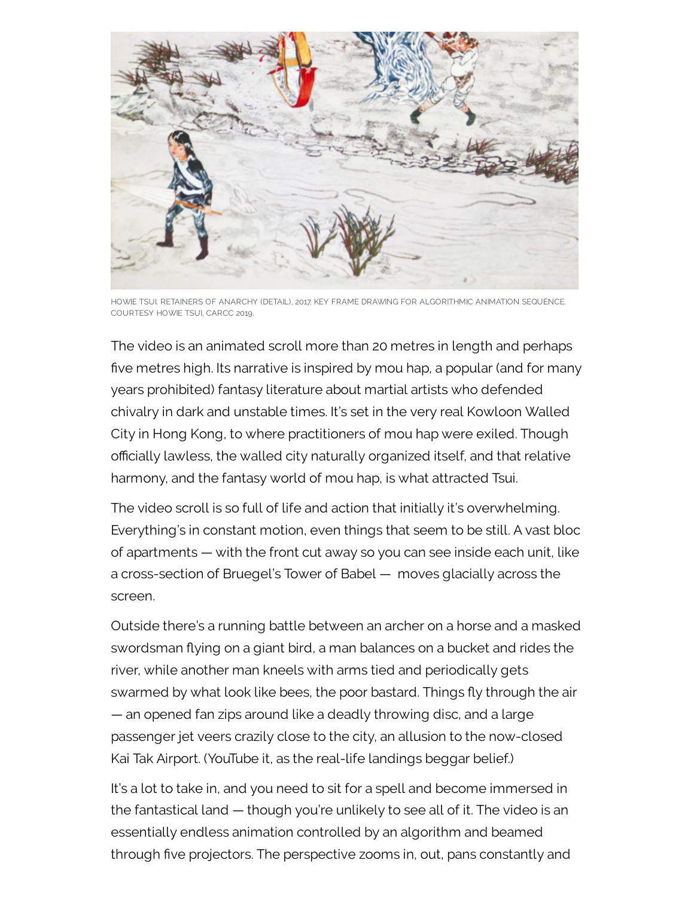HOWIE TSUI. RETAINERS OF ANARCHY (DETAIL), 2017, KEY FRAME DRAWING FOR ALGORITHMIC ANIMATION SEQUENCE. COURTESY HOWIE TSUI, CARCC 2019.

The video is an animated scroll more than 20 metres in length and perhaps five metres high. Its narrative is inspired by mou hap, a popular (and for many years prohibited) fantasy literature about martial artists who defended chivalry in dark and unstable times. It's set in the very real Kowloon Walled City in Hong Kong, to where practitioners of mou hap were exiled. Though officially lawless, the walled city naturally organized itself, and that relative harmony, and the fantasy world of mou hap, is what attracted Tsui.

The video scroll is so full of life and action that initially it's overwhelming. Everything's in constant motion, even things that seem to be still. A vast bloc of apartments — with the front cut away so you can see inside each unit, like a cross-section of Bruegel's Tower of Babel — moves glacially across the screen.

Outside there's a running battle between an archer on a horse and a masked swordsman flying on a giant bird, a man balances on a bucket and rides the river, while another man kneels with arms tied and periodically gets swarmed by what look like bees, the poor bastard. Things fly through the air — an opened fan zips around like a deadly throwing disc, and a large passenger jet veers crazily close to the city, an allusion to the now-closed Kai Tak Airport. (YouTube it, as the real-life landings beggar belief.)

It's a lot to take in, and you need to sit for a spell and become immersed in the fantastical land — though you're unlikely to see all of it. The video is an essentially endless animation controlled by an algorithm and beamed through five projectors. The perspective zooms in, out, pans constantly and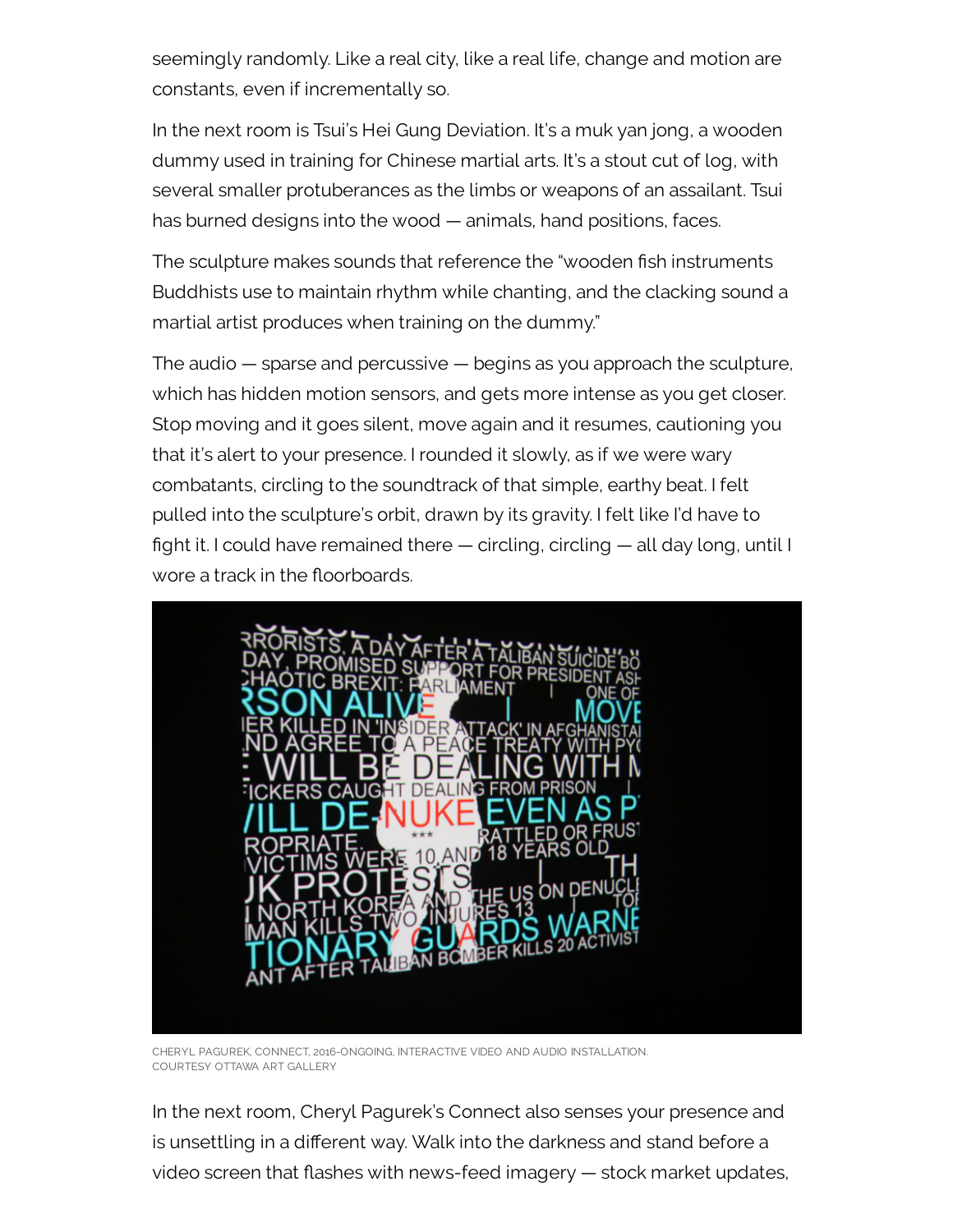seemingly randomly. Like a real city, like a real life, change and motion are constants, even if incrementally so.

In the next room is Tsui's Hei Gung Deviation. It's a muk yan jong, a wooden dummy used in training for Chinese martial arts. It's a stout cut of log, with several smaller protuberances as the limbs or weapons of an assailant. Tsui has burned designs into the wood — animals, hand positions, faces.

The sculpture makes sounds that reference the "wooden fish instruments Buddhists use to maintain rhythm while chanting, and the clacking sound a martial artist produces when training on the dummy."

The audio — sparse and percussive — begins as you approach the sculpture, which has hidden motion sensors, and gets more intense as you get closer. Stop moving and it goes silent, move again and it resumes, cautioning you that it's alert to your presence. I rounded it slowly, as if we were wary combatants, circling to the soundtrack of that simple, earthy beat. I felt pulled into the sculpture's orbit, drawn by its gravity. I felt like I'd have to fight it. I could have remained there — circling, circling — all day long, until I wore a track in the floorboards.

CHERYL PAGUREK, CONNECT, 2016-ONGOING, INTERACTIVE VIDEO AND AUDIO INSTALLATION. COURTESY OTTAWA ART GALLERY

In the next room, Cheryl Pagurek's Connect also senses your presence and is unsettling in a different way. Walk into the darkness and stand before a video screen that flashes with news-feed imagery — stock market updates,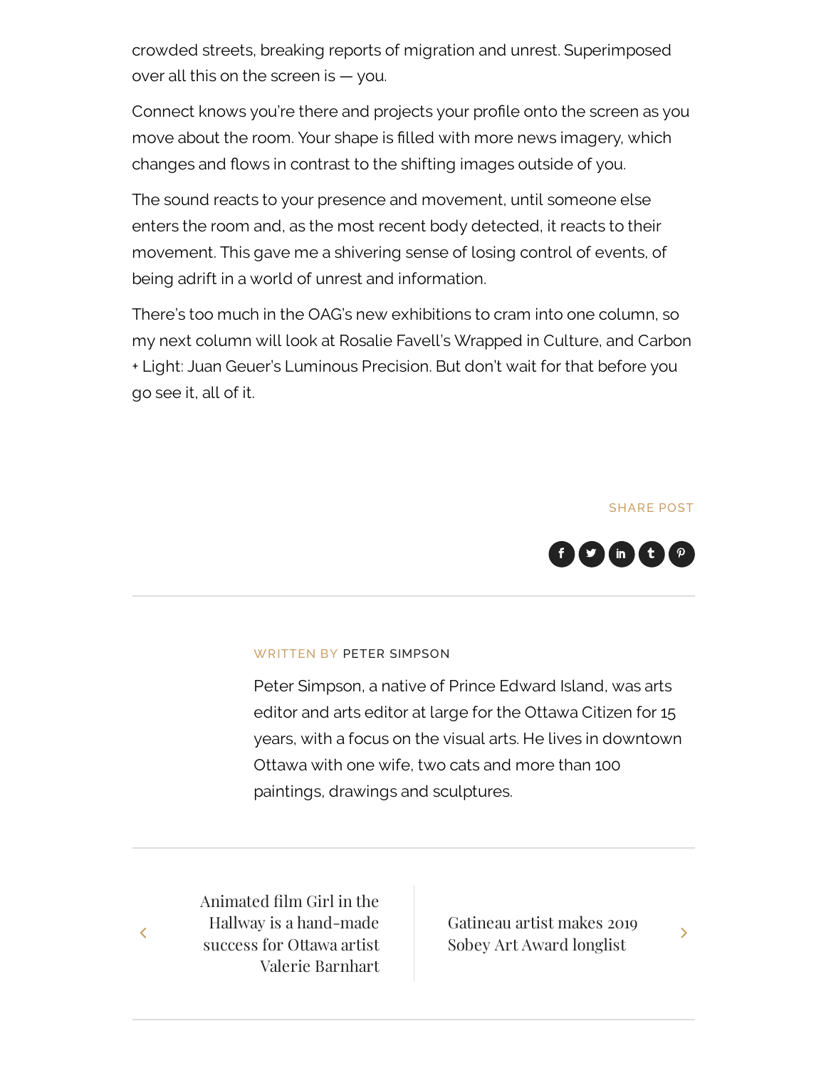crowded streets, breaking reports of migration and unrest. Superimposed over all this on the screen is — you.

Connect knows you're there and projects your profile onto the screen as you move about the room. Your shape is filled with more news imagery, which changes and flows in contrast to the shifting images outside of you.

The sound reacts to your presence and movement, until someone else enters the room and, as the most recent body detected, it reacts to their movement. This gave me a shivering sense of losing control of events, of being adrift in a world of unrest and information.

There's too much in the OAG's new exhibitions to cram into one column, so my next column will look at Rosalie Favell's Wrapped in Culture, and Carbon + Light: Juan Geuer's Luminous Precision. But don't wait for that before you go see it, all of it.

SHARE POST

WRITTEN BY PETER SIMPSON

Peter Simpson, a native of Prince Edward Island, was arts editor and arts editor at large for the Ottawa Citizen for 15 years, with a focus on the visual arts. He lives in downtown Ottawa with one wife, two cats and more than 100 paintings, drawings and sculptures.

Animated film Girl in the Hallway is a hand-made success for Ottawa artist Valerie Barnhart

Gatineau artist makes 2019 Sobey Art Award longlist